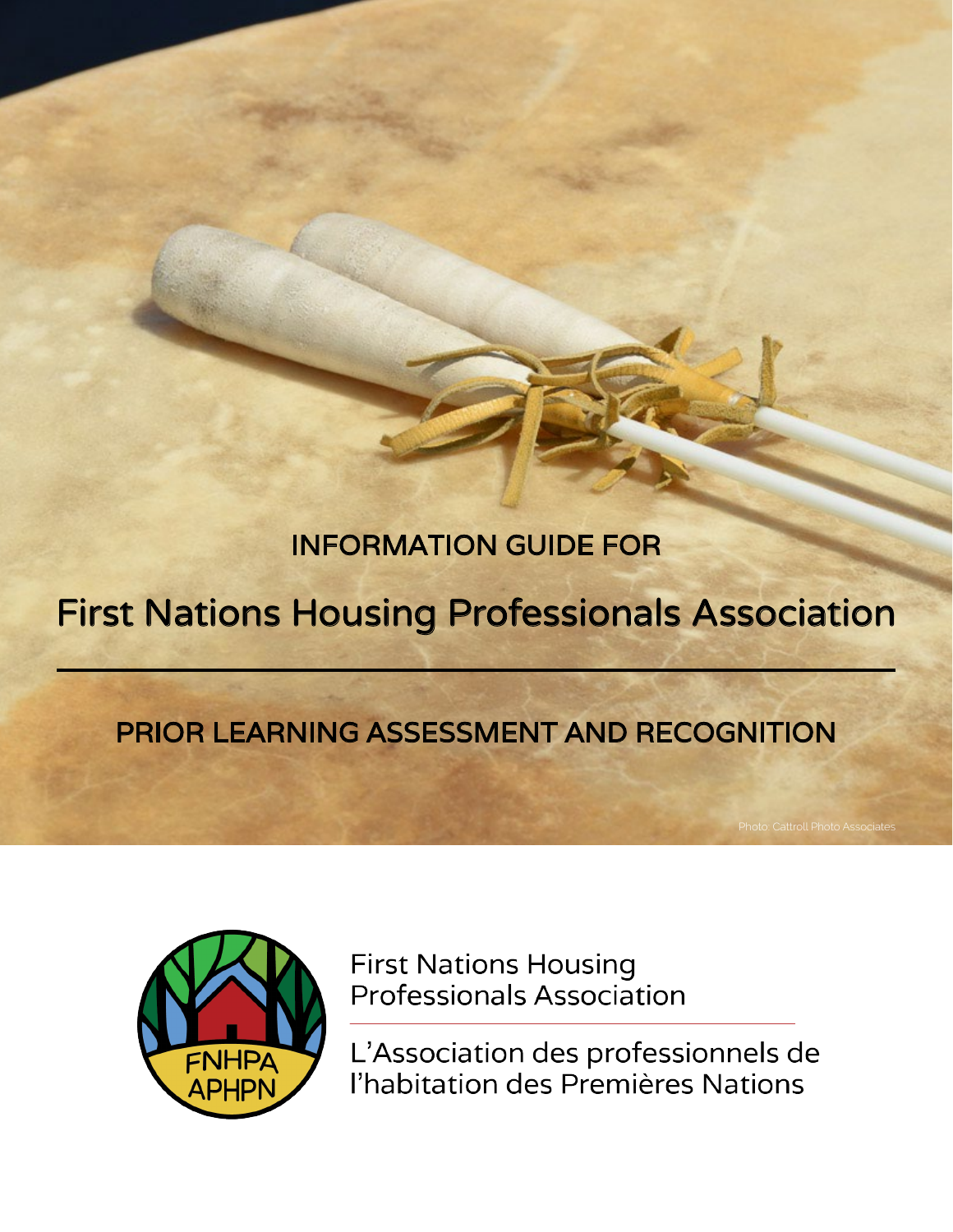INFORMATION GUIDE FOR

# First Nations Housing Professionals Association

## PRIOR LEARNING ASSESSMENT AND RECOGNITION

Photo: Cattroll Photo Associates

FNHPA APHPN

First Nations Housing Professionals Association

L'Association des professionnels de l'habitation des Premières Nations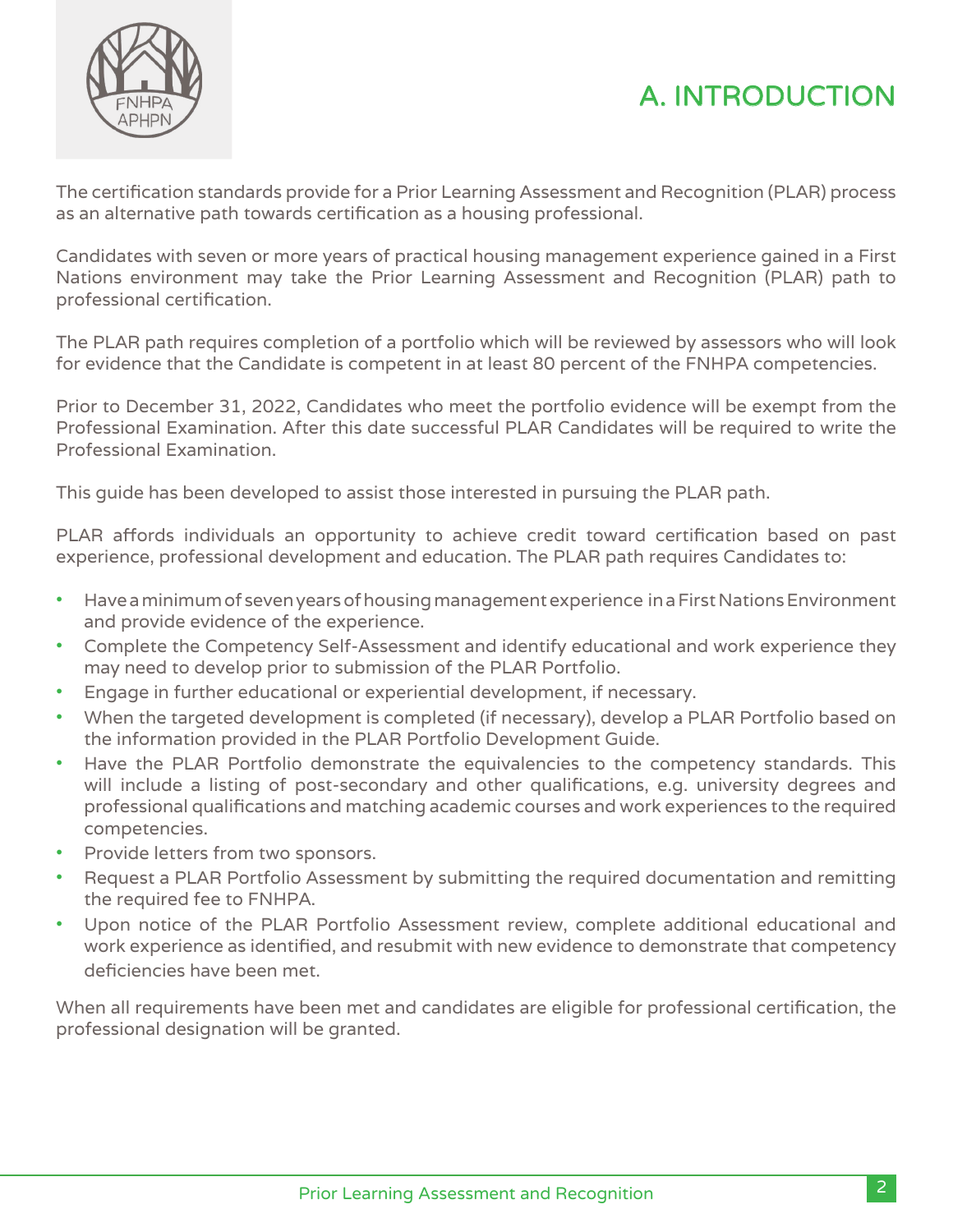# A. INTRODUCTION

The certification standards provide for a Prior Learning Assessment and Recognition (PLAR) process as an alternative path towards certification as a housing professional.

Candidates with seven or more years of practical housing management experience gained in a First Nations environment may take the Prior Learning Assessment and Recognition (PLAR) path to professional certification.

The PLAR path requires completion of a portfolio which will be reviewed by assessors who will look for evidence that the Candidate is competent in at least 80 percent of the FNHPA competencies.

Prior to December 31, 2022, Candidates who meet the portfolio evidence will be exempt from the Professional Examination. After this date successful PLAR Candidates will be required to write the Professional Examination.

This guide has been developed to assist those interested in pursuing the PLAR path.

PLAR affords individuals an opportunity to achieve credit toward certification based on past experience, professional development and education. The PLAR path requires Candidates to:

- Have a minimum of seven years of housing management experience in a First Nations Environment and provide evidence of the experience.
- Complete the Competency Self-Assessment and identify educational and work experience they may need to develop prior to submission of the PLAR Portfolio.
- Engage in further educational or experiential development, if necessary.
- When the targeted development is completed (if necessary), develop a PLAR Portfolio based on the information provided in the PLAR Portfolio Development Guide.
- Have the PLAR Portfolio demonstrate the equivalencies to the competency standards. This will include a listing of post-secondary and other qualifications, e.g. university degrees and professional qualifications and matching academic courses and work experiences to the required competencies.
- Provide letters from two sponsors.
- Request a PLAR Portfolio Assessment by submitting the required documentation and remitting the required fee to FNHPA.
- Upon notice of the PLAR Portfolio Assessment review, complete additional educational and work experience as identified, and resubmit with new evidence to demonstrate that competency deficiencies have been met.

When all requirements have been met and candidates are eligible for professional certification, the professional designation will be granted.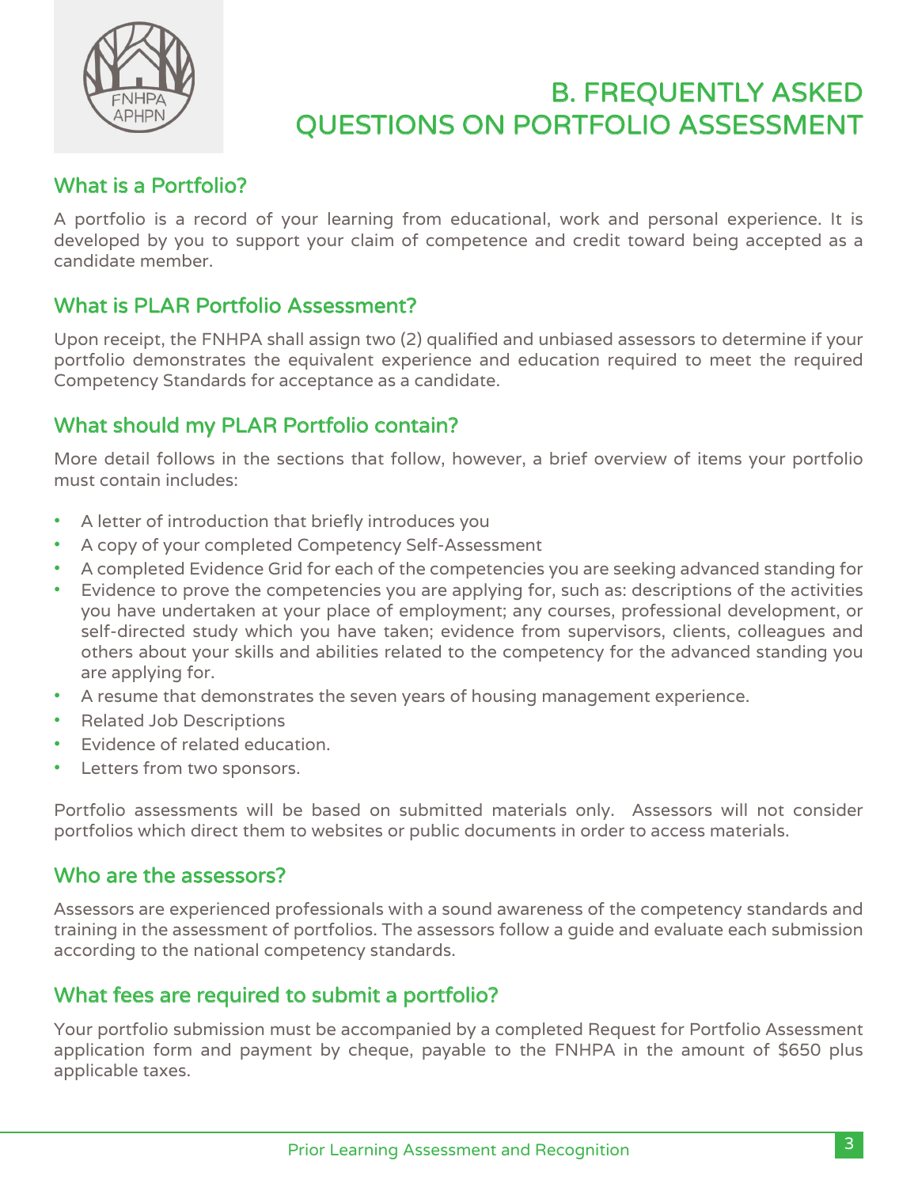# B. FREQUENTLY ASKED QUESTIONS ON PORTFOLIO ASSESSMENT

## What is a Portfolio?

A portfolio is a record of your learning from educational, work and personal experience. It is developed by you to support your claim of competence and credit toward being accepted as a candidate member.

## What is PLAR Portfolio Assessment?

Upon receipt, the FNHPA shall assign two (2) qualified and unbiased assessors to determine if your portfolio demonstrates the equivalent experience and education required to meet the required Competency Standards for acceptance as a candidate.

## What should my PLAR Portfolio contain?

More detail follows in the sections that follow, however, a brief overview of items your portfolio must contain includes:

- A letter of introduction that briefly introduces you
- A copy of your completed Competency Self-Assessment
- A completed Evidence Grid for each of the competencies you are seeking advanced standing for
- Evidence to prove the competencies you are applying for, such as: descriptions of the activities you have undertaken at your place of employment; any courses, professional development, or self-directed study which you have taken; evidence from supervisors, clients, colleagues and others about your skills and abilities related to the competency for the advanced standing you are applying for.
- A resume that demonstrates the seven years of housing management experience.
- Related Job Descriptions
- Evidence of related education.
- Letters from two sponsors.

Portfolio assessments will be based on submitted materials only. Assessors will not consider portfolios which direct them to websites or public documents in order to access materials.

## Who are the assessors?

Assessors are experienced professionals with a sound awareness of the competency standards and training in the assessment of portfolios. The assessors follow a guide and evaluate each submission according to the national competency standards.

## What fees are required to submit a portfolio?

Your portfolio submission must be accompanied by a completed Request for Portfolio Assessment application form and payment by cheque, payable to the FNHPA in the amount of $650 plus applicable taxes.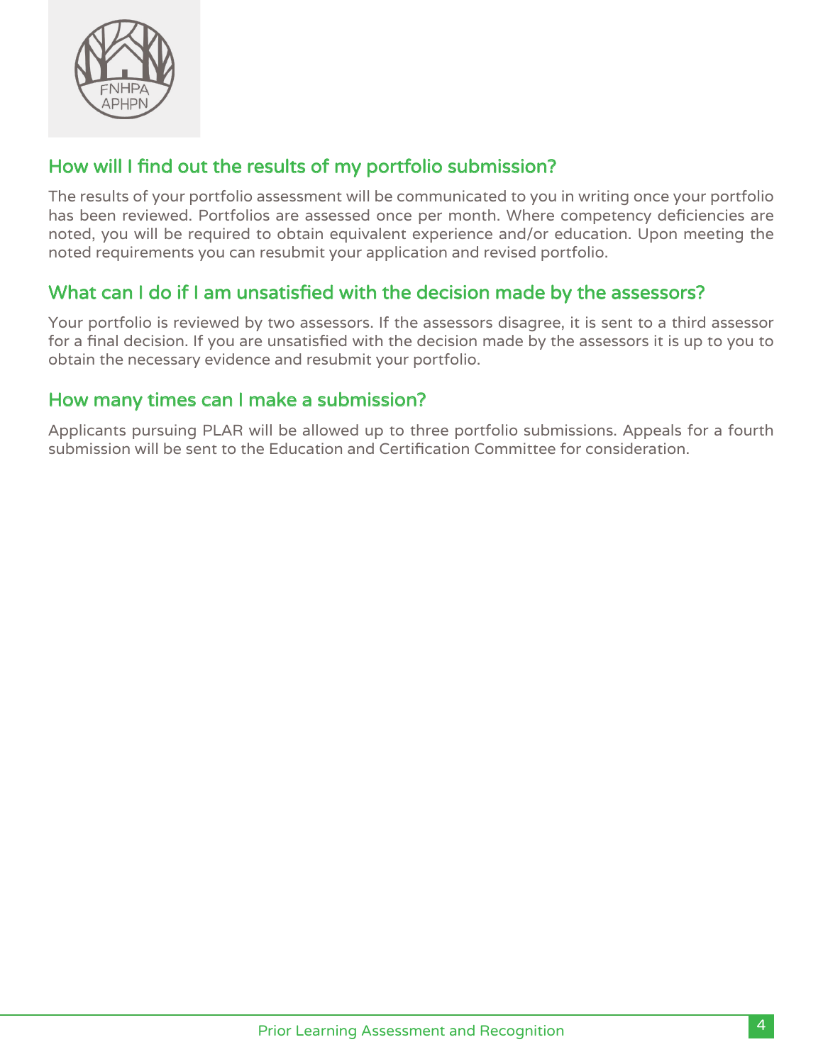## How will I find out the results of my portfolio submission?

The results of your portfolio assessment will be communicated to you in writing once your portfolio has been reviewed. Portfolios are assessed once per month. Where competency deficiencies are noted, you will be required to obtain equivalent experience and/or education. Upon meeting the noted requirements you can resubmit your application and revised portfolio.

## What can I do if I am unsatisfied with the decision made by the assessors?

Your portfolio is reviewed by two assessors. If the assessors disagree, it is sent to a third assessor for a final decision. If you are unsatisfied with the decision made by the assessors it is up to you to obtain the necessary evidence and resubmit your portfolio.

## How many times can I make a submission?

Applicants pursuing PLAR will be allowed up to three portfolio submissions. Appeals for a fourth submission will be sent to the Education and Certification Committee for consideration.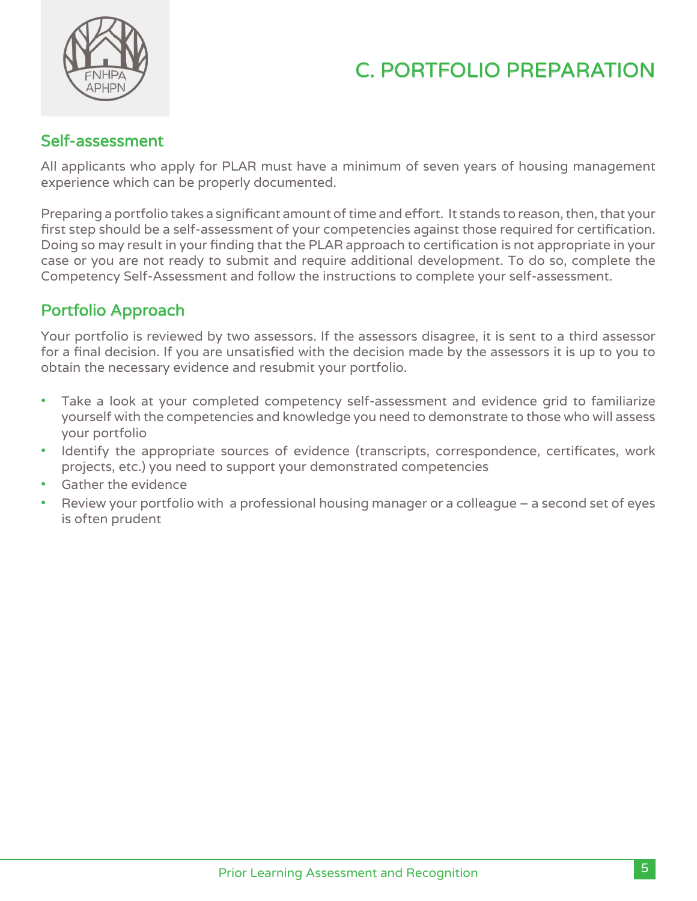# C. PORTFOLIO PREPARATION

## Self-assessment

All applicants who apply for PLAR must have a minimum of seven years of housing management experience which can be properly documented.

Preparing a portfolio takes a significant amount of time and effort. It stands to reason, then, that your first step should be a self-assessment of your competencies against those required for certification. Doing so may result in your finding that the PLAR approach to certification is not appropriate in your case or you are not ready to submit and require additional development. To do so, complete the Competency Self-Assessment and follow the instructions to complete your self-assessment.

## Portfolio Approach

Your portfolio is reviewed by two assessors. If the assessors disagree, it is sent to a third assessor for a final decision. If you are unsatisfied with the decision made by the assessors it is up to you to obtain the necessary evidence and resubmit your portfolio.

- Take a look at your completed competency self-assessment and evidence grid to familiarize yourself with the competencies and knowledge you need to demonstrate to those who will assess your portfolio
- Identify the appropriate sources of evidence (transcripts, correspondence, certificates, work projects, etc.) you need to support your demonstrated competencies
- Gather the evidence
- Review your portfolio with a professional housing manager or a colleague – a second set of eyes is often prudent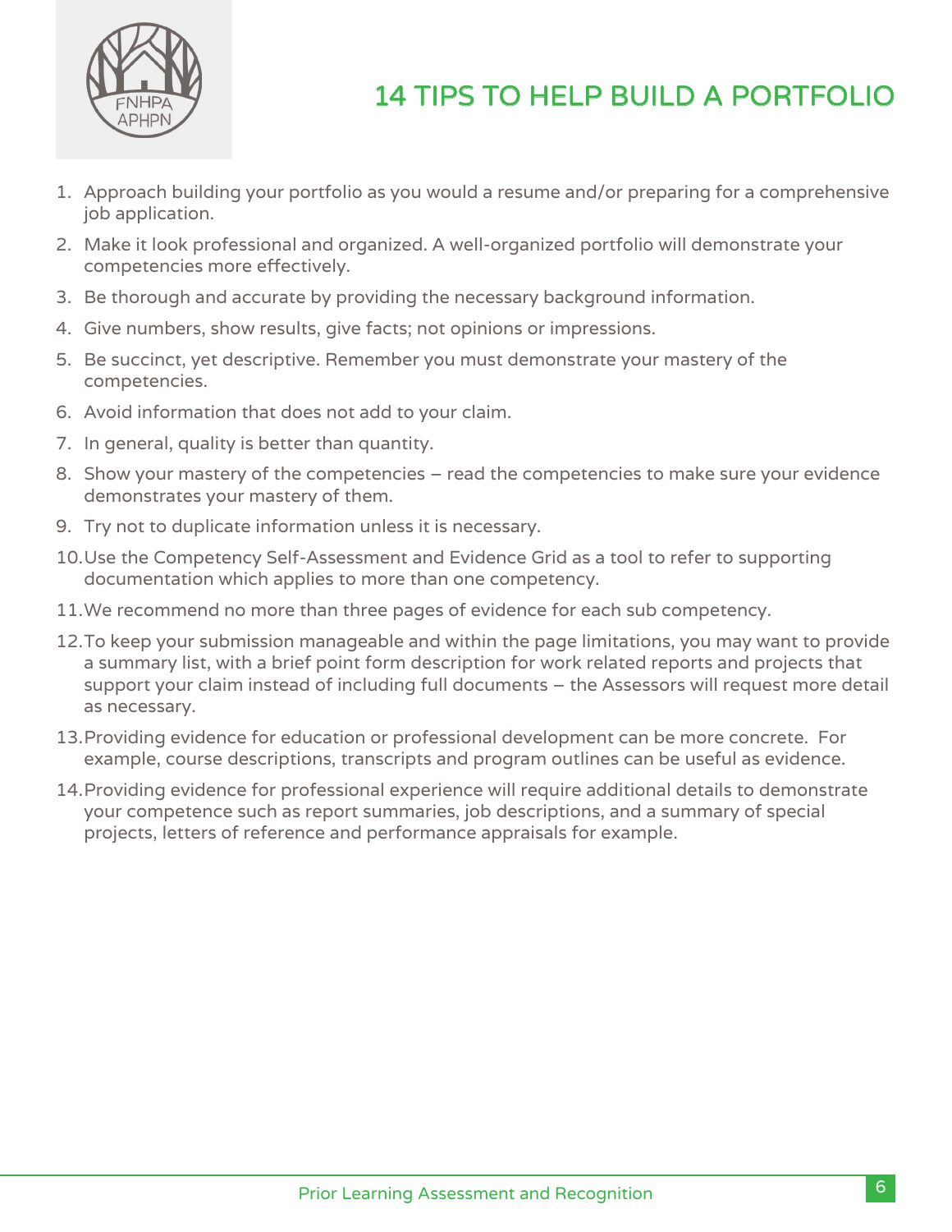# 14 TIPS TO HELP BUILD A PORTFOLIO

1. Approach building your portfolio as you would a resume and/or preparing for a comprehensive job application.
2. Make it look professional and organized. A well-organized portfolio will demonstrate your competencies more effectively.
3. Be thorough and accurate by providing the necessary background information.
4. Give numbers, show results, give facts; not opinions or impressions.
5. Be succinct, yet descriptive. Remember you must demonstrate your mastery of the competencies.
6. Avoid information that does not add to your claim.
7. In general, quality is better than quantity.
8. Show your mastery of the competencies – read the competencies to make sure your evidence demonstrates your mastery of them.
9. Try not to duplicate information unless it is necessary.
10. Use the Competency Self-Assessment and Evidence Grid as a tool to refer to supporting documentation which applies to more than one competency.
11. We recommend no more than three pages of evidence for each sub competency.
12. To keep your submission manageable and within the page limitations, you may want to provide a summary list, with a brief point form description for work related reports and projects that support your claim instead of including full documents – the Assessors will request more detail as necessary.
13. Providing evidence for education or professional development can be more concrete. For example, course descriptions, transcripts and program outlines can be useful as evidence.
14. Providing evidence for professional experience will require additional details to demonstrate your competence such as report summaries, job descriptions, and a summary of special projects, letters of reference and performance appraisals for example.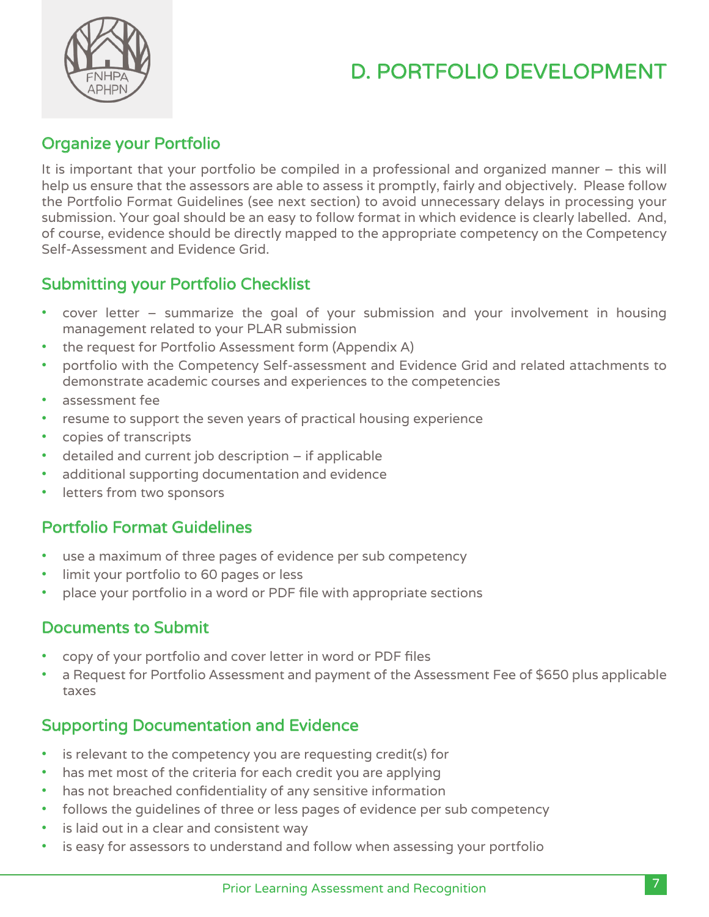# D. PORTFOLIO DEVELOPMENT

## Organize your Portfolio

It is important that your portfolio be compiled in a professional and organized manner – this will help us ensure that the assessors are able to assess it promptly, fairly and objectively. Please follow the Portfolio Format Guidelines (see next section) to avoid unnecessary delays in processing your submission. Your goal should be an easy to follow format in which evidence is clearly labelled. And, of course, evidence should be directly mapped to the appropriate competency on the Competency Self-Assessment and Evidence Grid.

## Submitting your Portfolio Checklist

- cover letter – summarize the goal of your submission and your involvement in housing management related to your PLAR submission
- the request for Portfolio Assessment form (Appendix A)
- portfolio with the Competency Self-assessment and Evidence Grid and related attachments to demonstrate academic courses and experiences to the competencies
- assessment fee
- resume to support the seven years of practical housing experience
- copies of transcripts
- detailed and current job description – if applicable
- additional supporting documentation and evidence
- letters from two sponsors

## Portfolio Format Guidelines

- use a maximum of three pages of evidence per sub competency
- limit your portfolio to 60 pages or less
- place your portfolio in a word or PDF file with appropriate sections

## Documents to Submit

- copy of your portfolio and cover letter in word or PDF files
- a Request for Portfolio Assessment and payment of the Assessment Fee of $650 plus applicable taxes

## Supporting Documentation and Evidence

- is relevant to the competency you are requesting credit(s) for
- has met most of the criteria for each credit you are applying
- has not breached confidentiality of any sensitive information
- follows the guidelines of three or less pages of evidence per sub competency
- is laid out in a clear and consistent way
- is easy for assessors to understand and follow when assessing your portfolio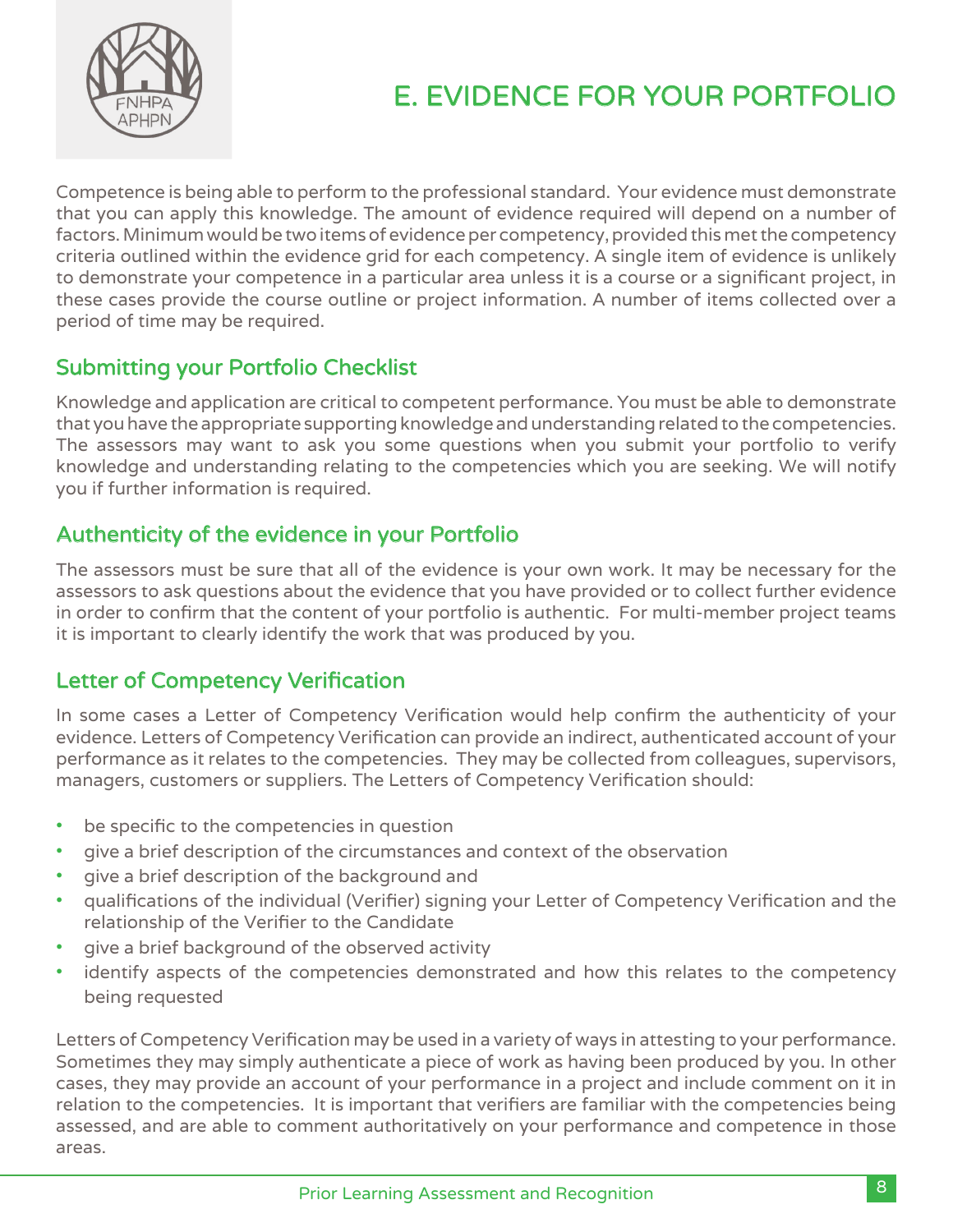# E. EVIDENCE FOR YOUR PORTFOLIO

Competence is being able to perform to the professional standard. Your evidence must demonstrate that you can apply this knowledge. The amount of evidence required will depend on a number of factors. Minimum would be two items of evidence per competency, provided this met the competency criteria outlined within the evidence grid for each competency. A single item of evidence is unlikely to demonstrate your competence in a particular area unless it is a course or a significant project, in these cases provide the course outline or project information. A number of items collected over a period of time may be required.

## Submitting your Portfolio Checklist

Knowledge and application are critical to competent performance. You must be able to demonstrate that you have the appropriate supporting knowledge and understanding related to the competencies. The assessors may want to ask you some questions when you submit your portfolio to verify knowledge and understanding relating to the competencies which you are seeking. We will notify you if further information is required.

## Authenticity of the evidence in your Portfolio

The assessors must be sure that all of the evidence is your own work. It may be necessary for the assessors to ask questions about the evidence that you have provided or to collect further evidence in order to confirm that the content of your portfolio is authentic. For multi-member project teams it is important to clearly identify the work that was produced by you.

## Letter of Competency Verification

In some cases a Letter of Competency Verification would help confirm the authenticity of your evidence. Letters of Competency Verification can provide an indirect, authenticated account of your performance as it relates to the competencies. They may be collected from colleagues, supervisors, managers, customers or suppliers. The Letters of Competency Verification should:

- be specific to the competencies in question
- give a brief description of the circumstances and context of the observation
- give a brief description of the background and
- qualifications of the individual (Verifier) signing your Letter of Competency Verification and the relationship of the Verifier to the Candidate
- give a brief background of the observed activity
- identify aspects of the competencies demonstrated and how this relates to the competency being requested

Letters of Competency Verification may be used in a variety of ways in attesting to your performance. Sometimes they may simply authenticate a piece of work as having been produced by you. In other cases, they may provide an account of your performance in a project and include comment on it in relation to the competencies. It is important that verifiers are familiar with the competencies being assessed, and are able to comment authoritatively on your performance and competence in those areas.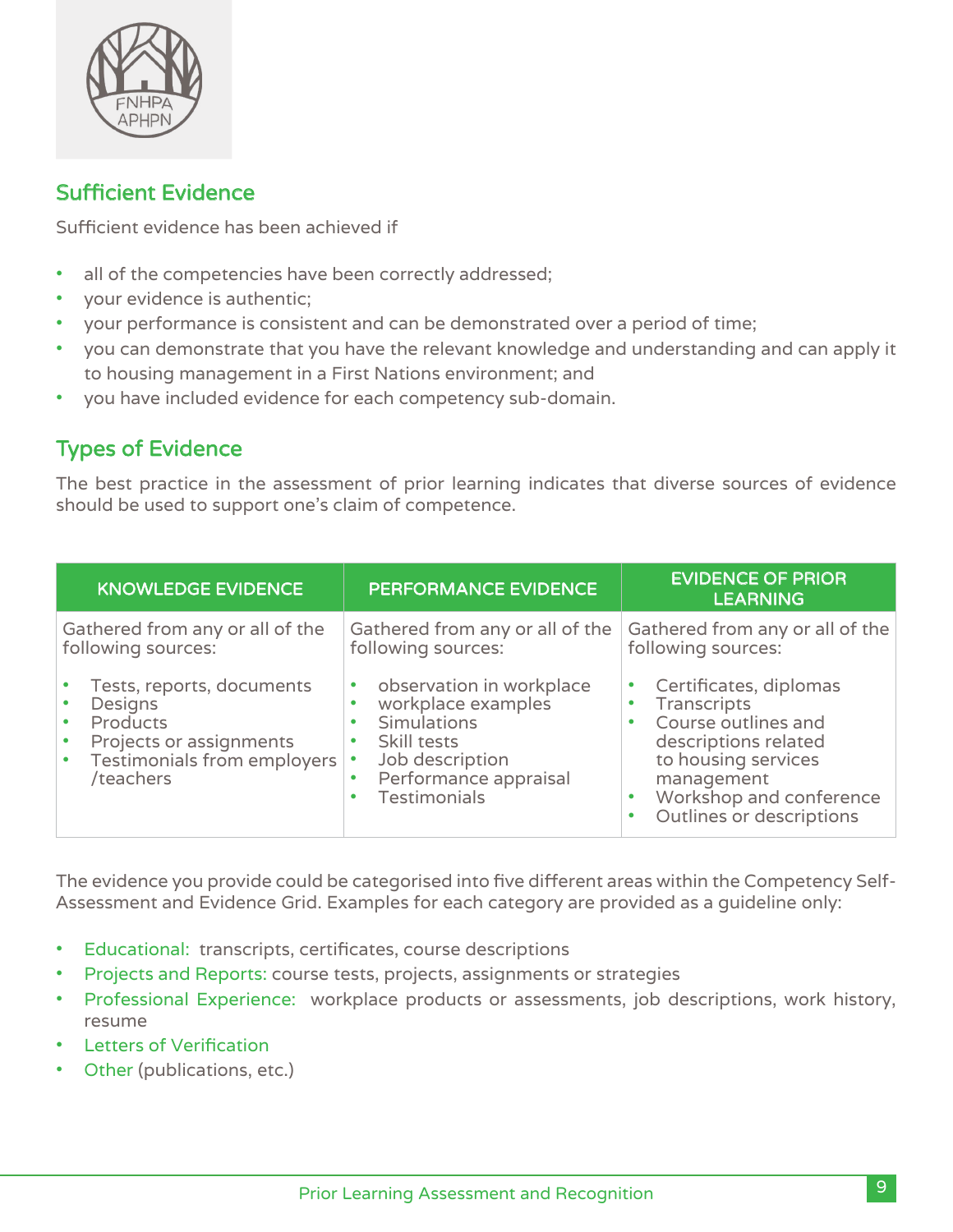## Sufficient Evidence

Sufficient evidence has been achieved if

- all of the competencies have been correctly addressed;
- your evidence is authentic;
- your performance is consistent and can be demonstrated over a period of time;
- you can demonstrate that you have the relevant knowledge and understanding and can apply it to housing management in a First Nations environment; and
- you have included evidence for each competency sub-domain.

## Types of Evidence

The best practice in the assessment of prior learning indicates that diverse sources of evidence should be used to support one's claim of competence.

| KNOWLEDGE EVIDENCE | PERFORMANCE EVIDENCE | EVIDENCE OF PRIOR LEARNING |
|---|---|---|
| Gathered from any or all of the following sources:<br>• Tests, reports, documents<br>• Designs<br>• Products<br>• Projects or assignments<br>• Testimonials from employers /teachers | Gathered from any or all of the following sources:<br>• observation in workplace<br>• workplace examples<br>• Simulations<br>• Skill tests<br>• Job description<br>• Performance appraisal<br>• Testimonials | Gathered from any or all of the following sources:<br>• Certificates, diplomas<br>• Transcripts<br>• Course outlines and descriptions related to housing services management<br>• Workshop and conference<br>• Outlines or descriptions |

The evidence you provide could be categorised into five different areas within the Competency Self-Assessment and Evidence Grid. Examples for each category are provided as a guideline only:

- Educational: transcripts, certificates, course descriptions
- Projects and Reports: course tests, projects, assignments or strategies
- Professional Experience: workplace products or assessments, job descriptions, work history, resume
- Letters of Verification
- Other (publications, etc.)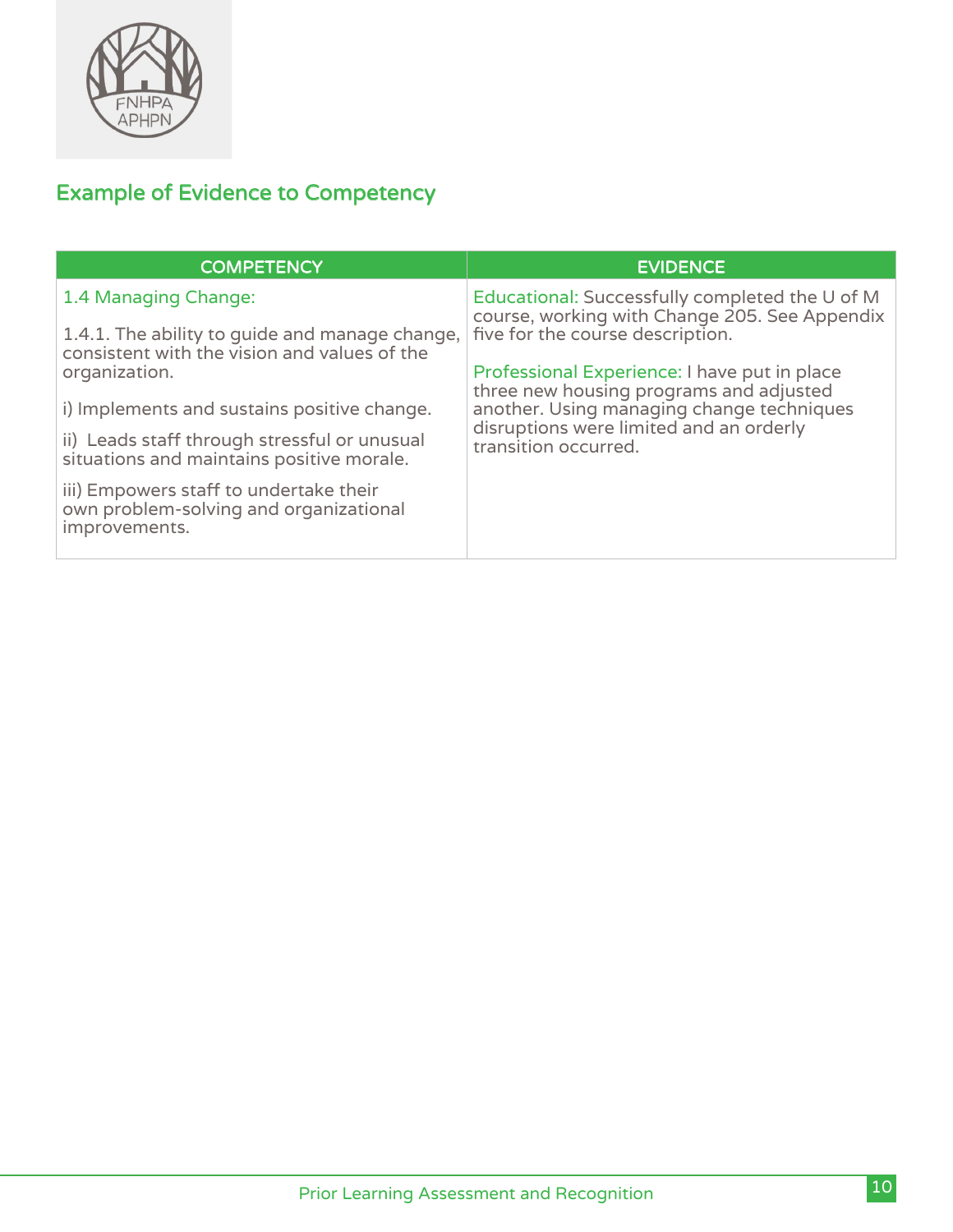## Example of Evidence to Competency

| COMPETENCY | EVIDENCE |
| --- | --- |
| 1.4 Managing Change:<br><br>1.4.1. The ability to guide and manage change, consistent with the vision and values of the organization.<br><br>i) Implements and sustains positive change.<br><br>ii) Leads staff through stressful or unusual situations and maintains positive morale.<br><br>iii) Empowers staff to undertake their own problem-solving and organizational improvements. | Educational: Successfully completed the U of M course, working with Change 205. See Appendix five for the course description.<br><br>Professional Experience: I have put in place three new housing programs and adjusted another. Using managing change techniques disruptions were limited and an orderly transition occurred. |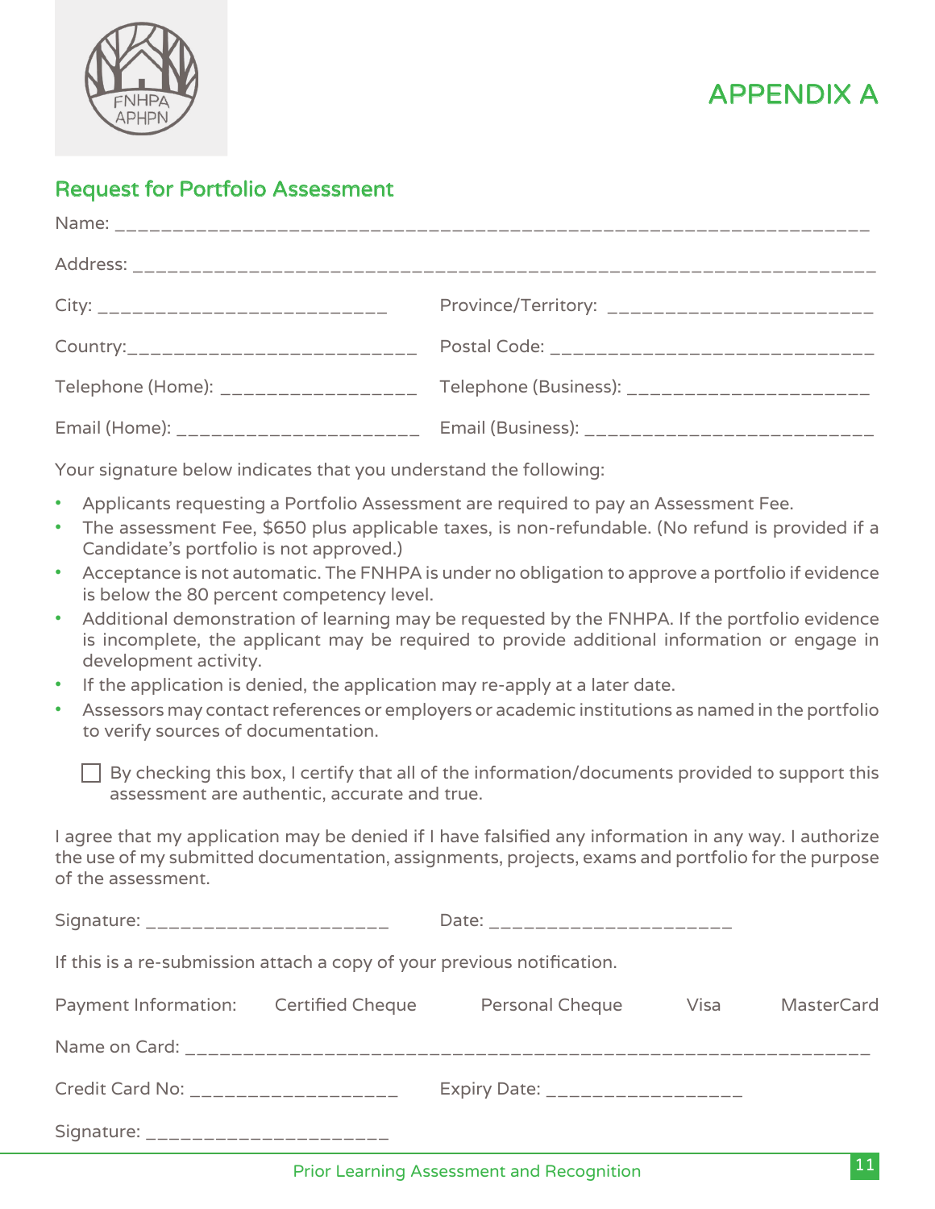# APPENDIX A

## Request for Portfolio Assessment

Name: ___________________________________________________________________

Address: _________________________________________________________________

City: ___________________________ Province/Territory: ________________________

Country: __________________________ Postal Code: _____________________________

Telephone (Home): __________________ Telephone (Business): ______________________

Email (Home): ______________________ Email (Business): __________________________

Your signature below indicates that you understand the following:

- Applicants requesting a Portfolio Assessment are required to pay an Assessment Fee.
- The assessment Fee, $650 plus applicable taxes, is non-refundable. (No refund is provided if a Candidate's portfolio is not approved.)
- Acceptance is not automatic. The FNHPA is under no obligation to approve a portfolio if evidence is below the 80 percent competency level.
- Additional demonstration of learning may be requested by the FNHPA. If the portfolio evidence is incomplete, the applicant may be required to provide additional information or engage in development activity.
- If the application is denied, the application may re-apply at a later date.
- Assessors may contact references or employers or academic institutions as named in the portfolio to verify sources of documentation.

☐ By checking this box, I certify that all of the information/documents provided to support this assessment are authentic, accurate and true.

I agree that my application may be denied if I have falsified any information in any way. I authorize the use of my submitted documentation, assignments, projects, exams and portfolio for the purpose of the assessment.

Signature: ______________________ Date: _____________________

If this is a re-submission attach a copy of your previous notification.

Payment Information: Certified Cheque Personal Cheque Visa MasterCard

Name on Card: ______________________________________________________________

Credit Card No: ___________________ Expiry Date: _________________

Signature: ______________________